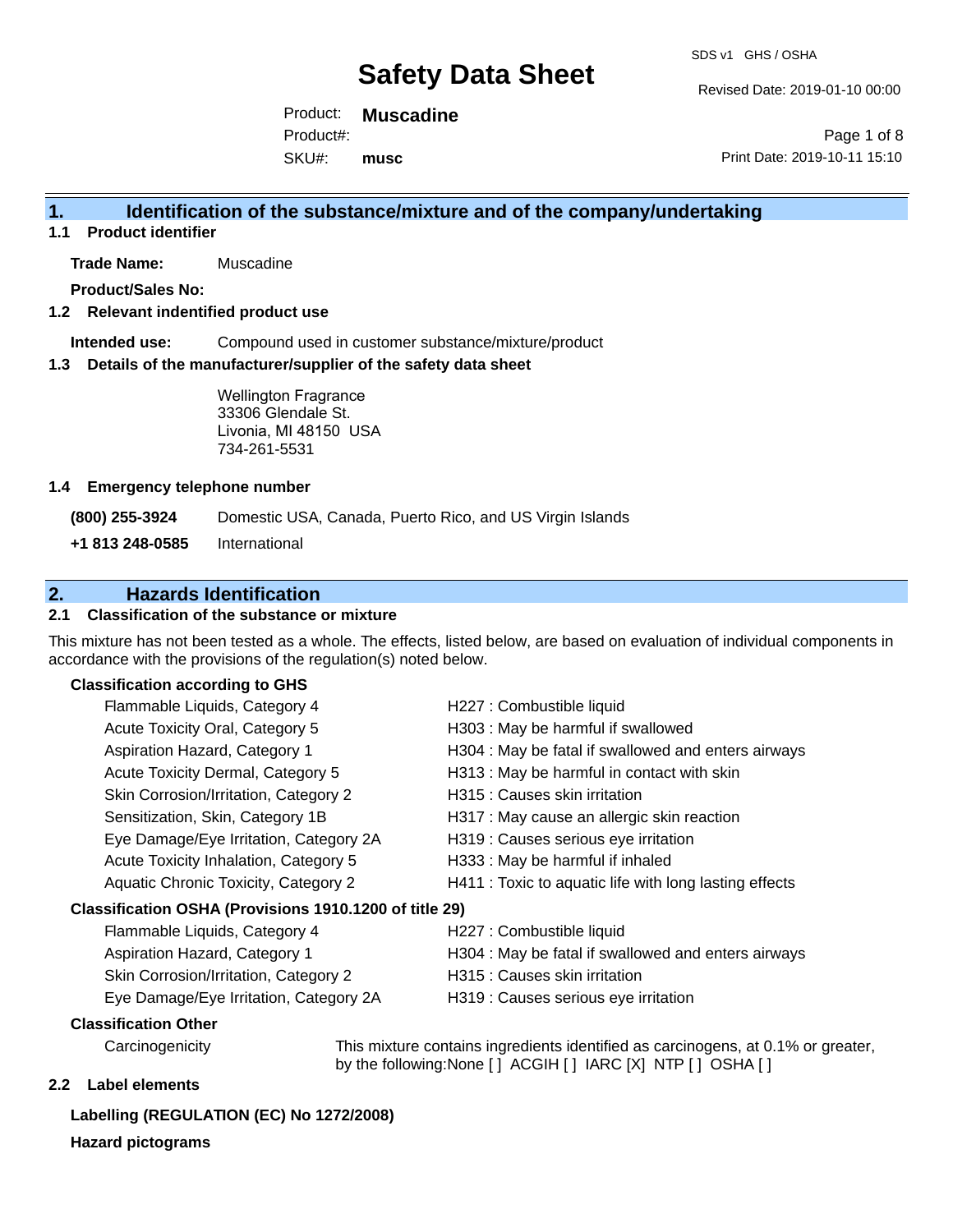# Safety Data Sheet

SDS v1 GHS / OSHA

Revised Date: 2019-01-10 00:00

Product: **Muscadine**

Product#:

SKU#: **musc**

Print Date: 2019-10-11 15:10

## 1. Identification of the substance/mixture and of the company/undertaking

### 1.1 Product identifier

**Trade Name:** Muscadine

**Product/Sales No:**

### 1.2 Relevant indentified product use

**Intended use:** Compound used in customer substance/mixture/product

### 1.3 Details of the manufacturer/supplier of the safety data sheet

Wellington Fragrance
33306 Glendale St.
Livonia, MI 48150 USA
734-261-5531

### 1.4 Emergency telephone number

**(800) 255-3924** Domestic USA, Canada, Puerto Rico, and US Virgin Islands

**+1 813 248-0585** International

## 2. Hazards Identification

### 2.1 Classification of the substance or mixture

This mixture has not been tested as a whole. The effects, listed below, are based on evaluation of individual components in accordance with the provisions of the regulation(s) noted below.

**Classification according to GHS**

| | |
|---|---|
| Flammable Liquids, Category 4 | H227 : Combustible liquid |
| Acute Toxicity Oral, Category 5 | H303 : May be harmful if swallowed |
| Aspiration Hazard, Category 1 | H304 : May be fatal if swallowed and enters airways |
| Acute Toxicity Dermal, Category 5 | H313 : May be harmful in contact with skin |
| Skin Corrosion/Irritation, Category 2 | H315 : Causes skin irritation |
| Sensitization, Skin, Category 1B | H317 : May cause an allergic skin reaction |
| Eye Damage/Eye Irritation, Category 2A | H319 : Causes serious eye irritation |
| Acute Toxicity Inhalation, Category 5 | H333 : May be harmful if inhaled |
| Aquatic Chronic Toxicity, Category 2 | H411 : Toxic to aquatic life with long lasting effects |

**Classification OSHA (Provisions 1910.1200 of title 29)**

| | |
|---|---|
| Flammable Liquids, Category 4 | H227 : Combustible liquid |
| Aspiration Hazard, Category 1 | H304 : May be fatal if swallowed and enters airways |
| Skin Corrosion/Irritation, Category 2 | H315 : Causes skin irritation |
| Eye Damage/Eye Irritation, Category 2A | H319 : Causes serious eye irritation |

**Classification Other**

Carcinogenicity: This mixture contains ingredients identified as carcinogens, at 0.1% or greater, by the following:None [ ] ACGIH [ ] IARC [X] NTP [ ] OSHA [ ]

### 2.2 Label elements

**Labelling (REGULATION (EC) No 1272/2008)**

**Hazard pictograms**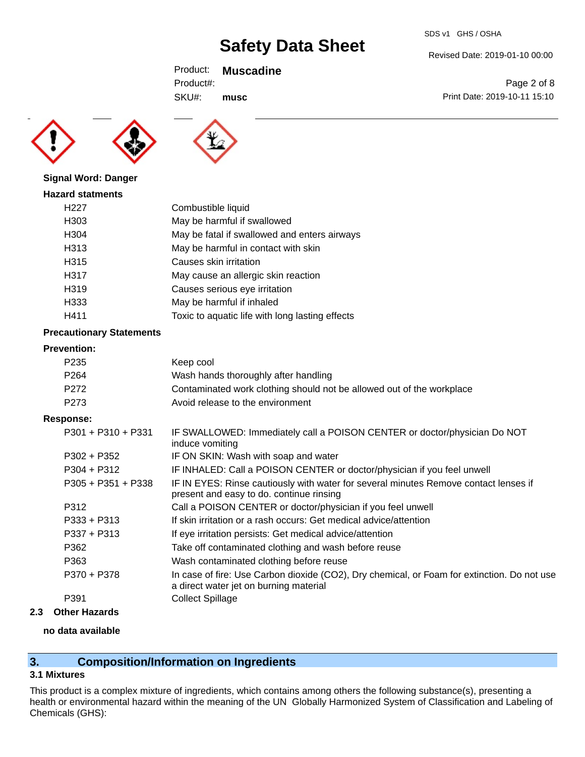**Signal Word: Danger**

**Hazard statments**

| | |
|---|---|
| H227 | Combustible liquid |
| H303 | May be harmful if swallowed |
| H304 | May be fatal if swallowed and enters airways |
| H313 | May be harmful in contact with skin |
| H315 | Causes skin irritation |
| H317 | May cause an allergic skin reaction |
| H319 | Causes serious eye irritation |
| H333 | May be harmful if inhaled |
| H411 | Toxic to aquatic life with long lasting effects |

**Precautionary Statements**

**Prevention:**

| | |
|---|---|
| P235 | Keep cool |
| P264 | Wash hands thoroughly after handling |
| P272 | Contaminated work clothing should not be allowed out of the workplace |
| P273 | Avoid release to the environment |

**Response:**

| | |
|---|---|
| P301 + P310 + P331 | IF SWALLOWED: Immediately call a POISON CENTER or doctor/physician Do NOT induce vomiting |
| P302 + P352 | IF ON SKIN: Wash with soap and water |
| P304 + P312 | IF INHALED: Call a POISON CENTER or doctor/physician if you feel unwell |
| P305 + P351 + P338 | IF IN EYES: Rinse cautiously with water for several minutes Remove contact lenses if present and easy to do. continue rinsing |
| P312 | Call a POISON CENTER or doctor/physician if you feel unwell |
| P333 + P313 | If skin irritation or a rash occurs: Get medical advice/attention |
| P337 + P313 | If eye irritation persists: Get medical advice/attention |
| P362 | Take off contaminated clothing and wash before reuse |
| P363 | Wash contaminated clothing before reuse |
| P370 + P378 | In case of fire: Use Carbon dioxide ($CO_2$), Dry chemical, or Foam for extinction. Do not use a direct water jet on burning material |
| P391 | Collect Spillage |

### 2.3 Other Hazards

**no data available**

## 3. Composition/Information on Ingredients

### 3.1 Mixtures

This product is a complex mixture of ingredients, which contains among others the following substance(s), presenting a health or environmental hazard within the meaning of the UN Globally Harmonized System of Classification and Labeling of Chemicals (GHS):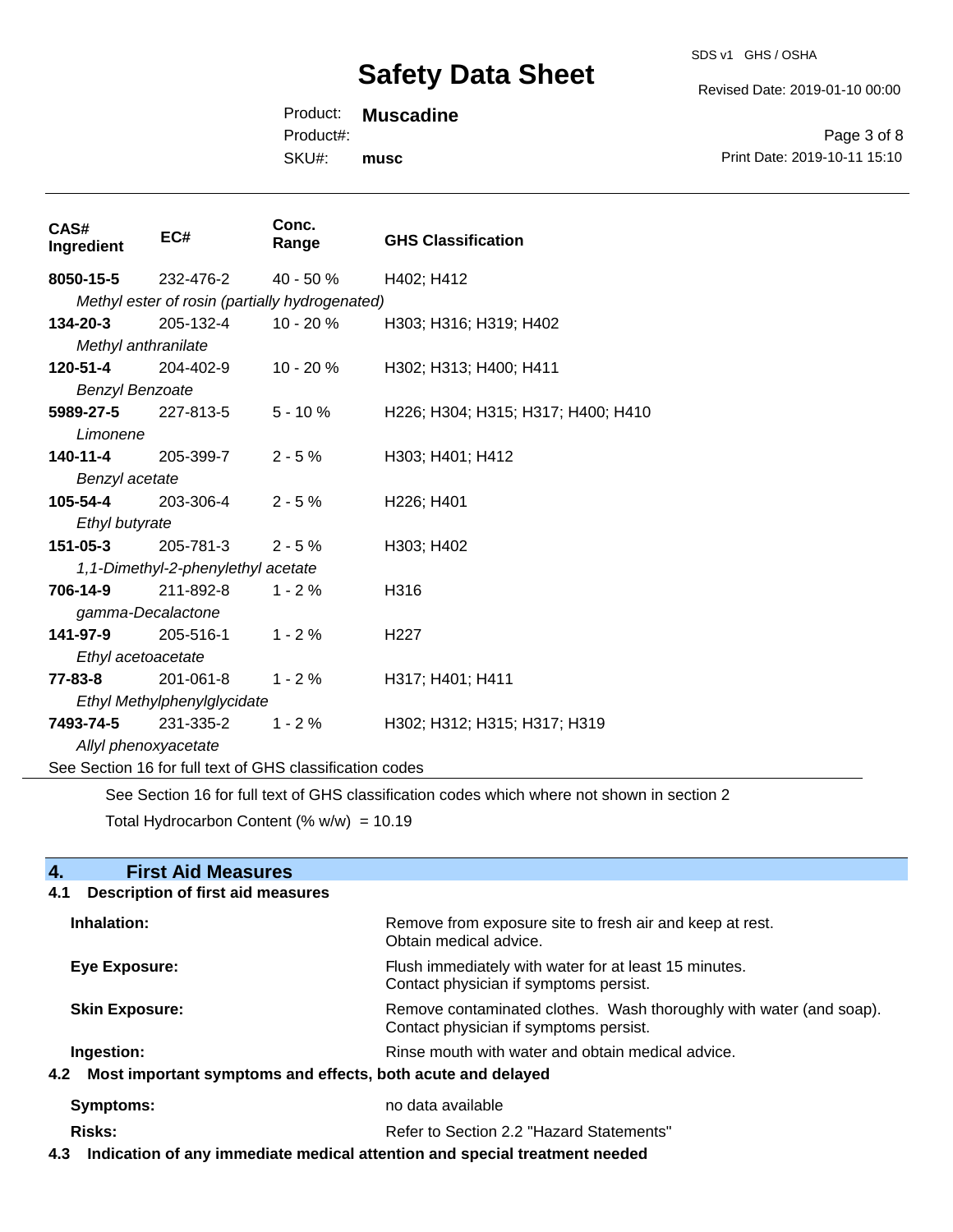| CAS# Ingredient | EC# | Conc. Range | GHS Classification |
|---|---|---|---|
| **8050-15-5** | 232-476-2 | 40 - 50 % | H402; H412 |
| *Methyl ester of rosin (partially hydrogenated)* | | | |
| **134-20-3** | 205-132-4 | 10 - 20 % | H303; H316; H319; H402 |
| *Methyl anthranilate* | | | |
| **120-51-4** | 204-402-9 | 10 - 20 % | H302; H313; H400; H411 |
| *Benzyl Benzoate* | | | |
| **5989-27-5** | 227-813-5 | 5 - 10 % | H226; H304; H315; H317; H400; H410 |
| *Limonene* | | | |
| **140-11-4** | 205-399-7 | 2 - 5 % | H303; H401; H412 |
| *Benzyl acetate* | | | |
| **105-54-4** | 203-306-4 | 2 - 5 % | H226; H401 |
| *Ethyl butyrate* | | | |
| **151-05-3** | 205-781-3 | 2 - 5 % | H303; H402 |
| *1,1-Dimethyl-2-phenylethyl acetate* | | | |
| **706-14-9** | 211-892-8 | 1 - 2 % | H316 |
| *gamma-Decalactone* | | | |
| **141-97-9** | 205-516-1 | 1 - 2 % | H227 |
| *Ethyl acetoacetate* | | | |
| **77-83-8** | 201-061-8 | 1 - 2 % | H317; H401; H411 |
| *Ethyl Methylphenylglycidate* | | | |
| **7493-74-5** | 231-335-2 | 1 - 2 % | H302; H312; H315; H317; H319 |
| *Allyl phenoxyacetate* | | | |

See Section 16 for full text of GHS classification codes

See Section 16 for full text of GHS classification codes which where not shown in section 2

Total Hydrocarbon Content (% w/w) = 10.19

## 4. First Aid Measures

### 4.1 Description of first aid measures

**Inhalation:** Remove from exposure site to fresh air and keep at rest. Obtain medical advice.

**Eye Exposure:** Flush immediately with water for at least 15 minutes. Contact physician if symptoms persist.

**Skin Exposure:** Remove contaminated clothes. Wash thoroughly with water (and soap). Contact physician if symptoms persist.

**Ingestion:** Rinse mouth with water and obtain medical advice.

### 4.2 Most important symptoms and effects, both acute and delayed

**Symptoms:** no data available

**Risks:** Refer to Section 2.2 "Hazard Statements"

### 4.3 Indication of any immediate medical attention and special treatment needed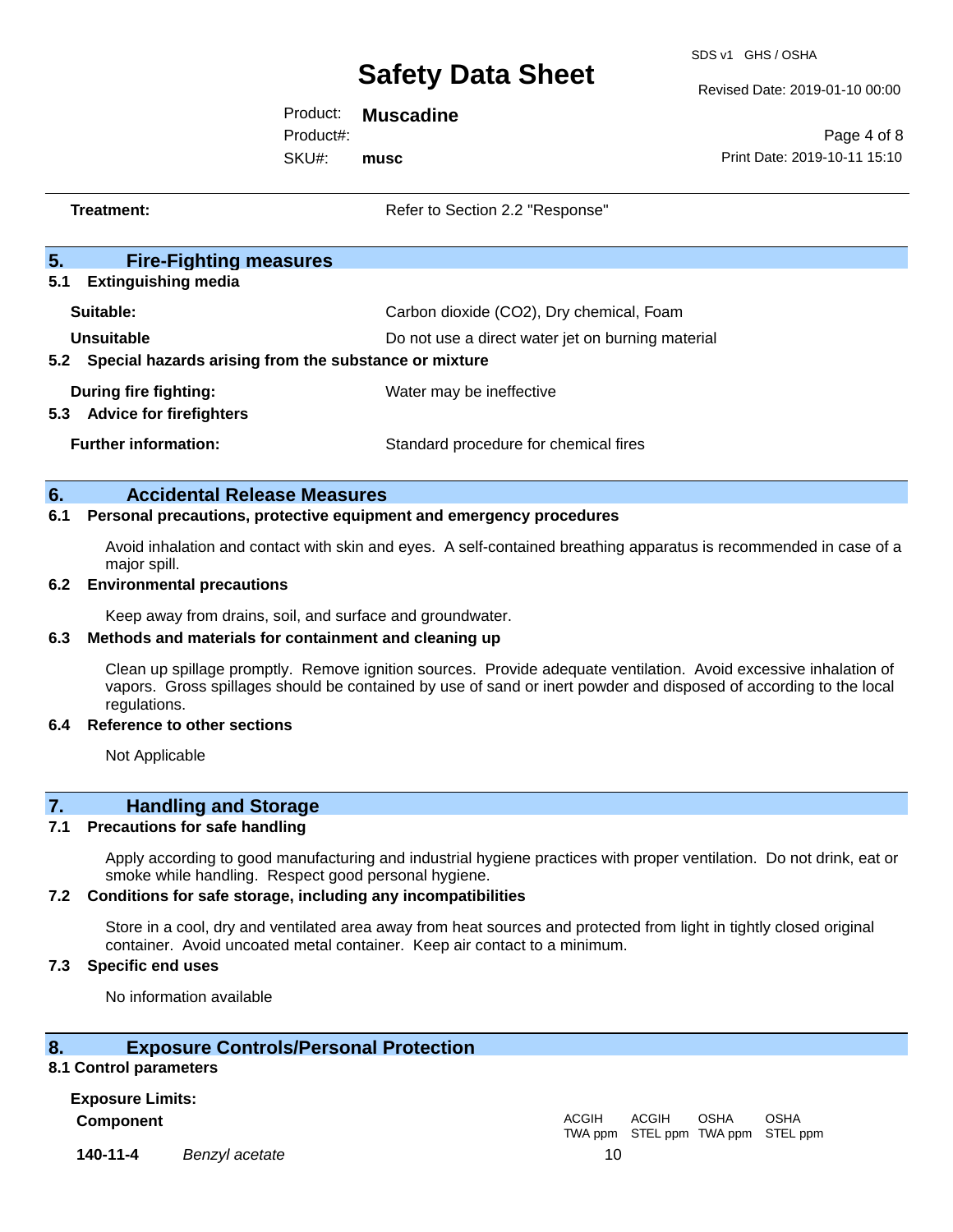**Treatment:** Refer to Section 2.2 "Response"

## 5. Fire-Fighting measures

### 5.1 Extinguishing media

**Suitable:** Carbon dioxide ($CO_2$), Dry chemical, Foam

**Unsuitable** Do not use a direct water jet on burning material

### 5.2 Special hazards arising from the substance or mixture

**During fire fighting:** Water may be ineffective

### 5.3 Advice for firefighters

**Further information:** Standard procedure for chemical fires

## 6. Accidental Release Measures

### 6.1 Personal precautions, protective equipment and emergency procedures

Avoid inhalation and contact with skin and eyes. A self-contained breathing apparatus is recommended in case of a major spill.

### 6.2 Environmental precautions

Keep away from drains, soil, and surface and groundwater.

### 6.3 Methods and materials for containment and cleaning up

Clean up spillage promptly. Remove ignition sources. Provide adequate ventilation. Avoid excessive inhalation of vapors. Gross spillages should be contained by use of sand or inert powder and disposed of according to the local regulations.

### 6.4 Reference to other sections

Not Applicable

## 7. Handling and Storage

### 7.1 Precautions for safe handling

Apply according to good manufacturing and industrial hygiene practices with proper ventilation. Do not drink, eat or smoke while handling. Respect good personal hygiene.

### 7.2 Conditions for safe storage, including any incompatibilities

Store in a cool, dry and ventilated area away from heat sources and protected from light in tightly closed original container. Avoid uncoated metal container. Keep air contact to a minimum.

### 7.3 Specific end uses

No information available

## 8. Exposure Controls/Personal Protection

### 8.1 Control parameters

**Exposure Limits:**

| Component | | ACGIH TWA ppm | ACGIH STEL ppm | OSHA TWA ppm | OSHA STEL ppm |
|---|---|---|---|---|---|
| **140-11-4** | *Benzyl acetate* | 10 | | | |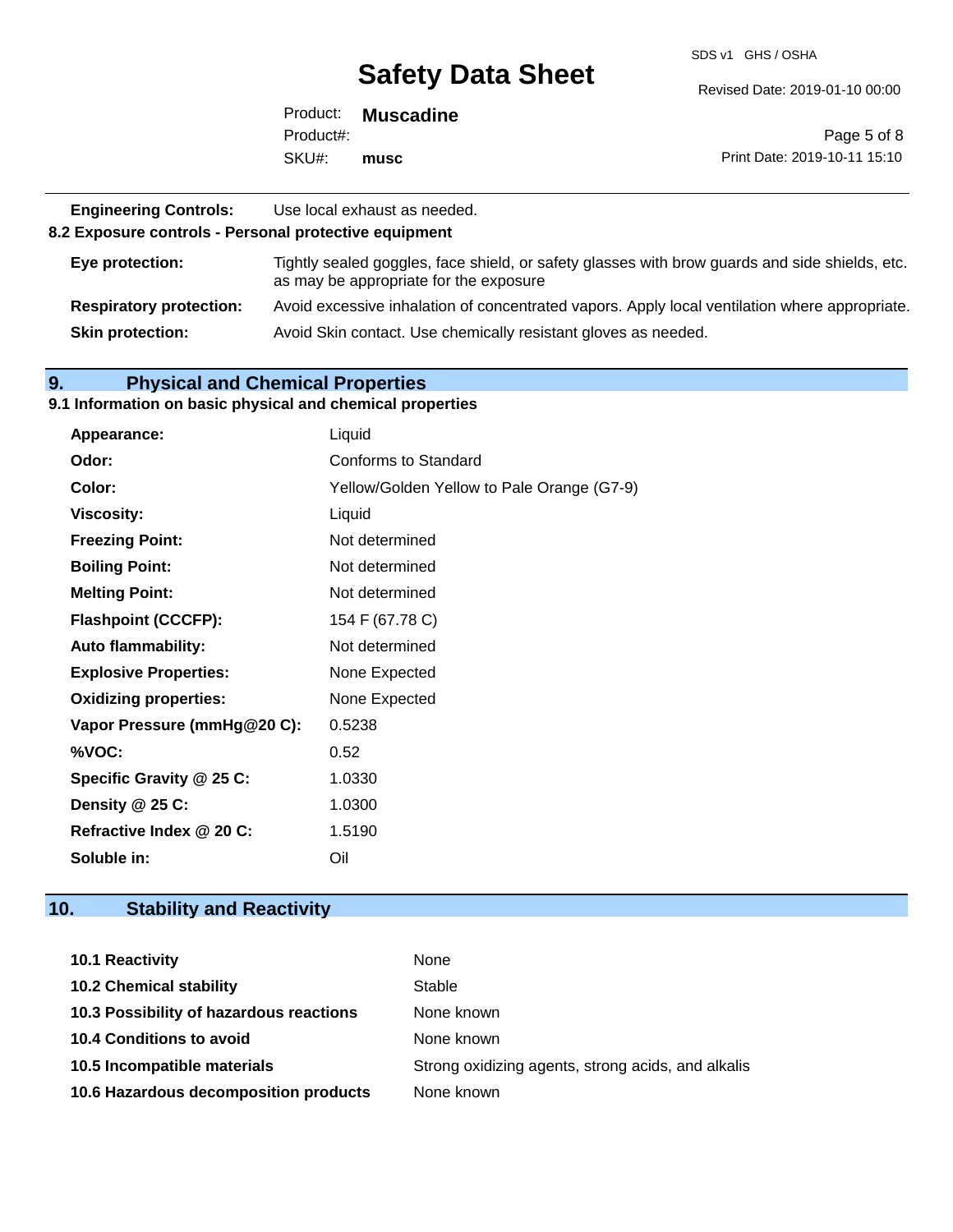**Engineering Controls:** Use local exhaust as needed.

### 8.2 Exposure controls - Personal protective equipment

| | |
|---|---|
| **Eye protection:** | Tightly sealed goggles, face shield, or safety glasses with brow guards and side shields, etc. as may be appropriate for the exposure |
| **Respiratory protection:** | Avoid excessive inhalation of concentrated vapors. Apply local ventilation where appropriate. |
| **Skin protection:** | Avoid Skin contact. Use chemically resistant gloves as needed. |

## 9. Physical and Chemical Properties

### 9.1 Information on basic physical and chemical properties

| | |
|---|---|
| **Appearance:** | Liquid |
| **Odor:** | Conforms to Standard |
| **Color:** | Yellow/Golden Yellow to Pale Orange (G7-9) |
| **Viscosity:** | Liquid |
| **Freezing Point:** | Not determined |
| **Boiling Point:** | Not determined |
| **Melting Point:** | Not determined |
| **Flashpoint (CCCFP):** | 154 F (67.78 C) |
| **Auto flammability:** | Not determined |
| **Explosive Properties:** | None Expected |
| **Oxidizing properties:** | None Expected |
| **Vapor Pressure (mmHg@20 C):** | 0.5238 |
| **%VOC:** | 0.52 |
| **Specific Gravity @ 25 C:** | 1.0330 |
| **Density @ 25 C:** | 1.0300 |
| **Refractive Index @ 20 C:** | 1.5190 |
| **Soluble in:** | Oil |

## 10. Stability and Reactivity

| | |
|---|---|
| **10.1 Reactivity** | None |
| **10.2 Chemical stability** | Stable |
| **10.3 Possibility of hazardous reactions** | None known |
| **10.4 Conditions to avoid** | None known |
| **10.5 Incompatible materials** | Strong oxidizing agents, strong acids, and alkalis |
| **10.6 Hazardous decomposition products** | None known |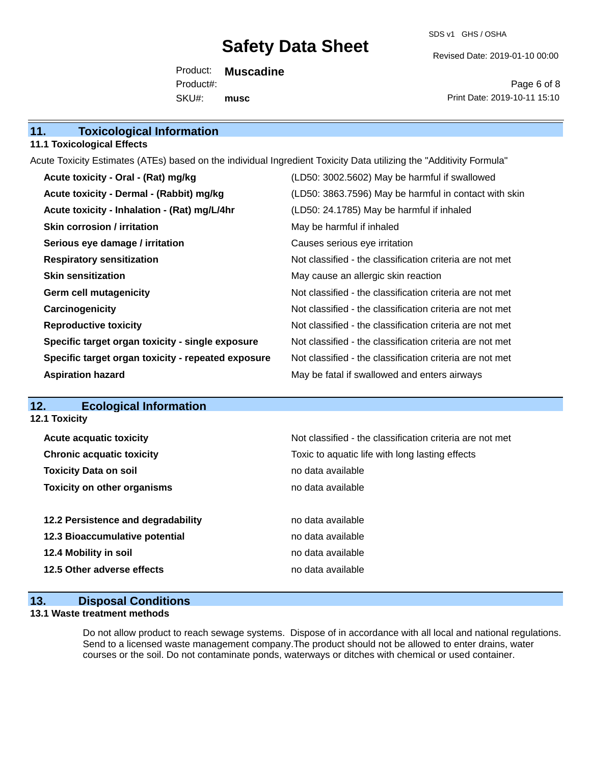## 11. Toxicological Information

### 11.1 Toxicological Effects

Acute Toxicity Estimates (ATEs) based on the individual Ingredient Toxicity Data utilizing the "Additivity Formula"

| | |
|---|---|
| **Acute toxicity - Oral - (Rat) mg/kg** | (LD50: 3002.5602) May be harmful if swallowed |
| **Acute toxicity - Dermal - (Rabbit) mg/kg** | (LD50: 3863.7596) May be harmful in contact with skin |
| **Acute toxicity - Inhalation - (Rat) mg/L/4hr** | (LD50: 24.1785) May be harmful if inhaled |
| **Skin corrosion / irritation** | May be harmful if inhaled |
| **Serious eye damage / irritation** | Causes serious eye irritation |
| **Respiratory sensitization** | Not classified - the classification criteria are not met |
| **Skin sensitization** | May cause an allergic skin reaction |
| **Germ cell mutagenicity** | Not classified - the classification criteria are not met |
| **Carcinogenicity** | Not classified - the classification criteria are not met |
| **Reproductive toxicity** | Not classified - the classification criteria are not met |
| **Specific target organ toxicity - single exposure** | Not classified - the classification criteria are not met |
| **Specific target organ toxicity - repeated exposure** | Not classified - the classification criteria are not met |
| **Aspiration hazard** | May be fatal if swallowed and enters airways |

## 12. Ecological Information

### 12.1 Toxicity

| | |
|---|---|
| **Acute acquatic toxicity** | Not classified - the classification criteria are not met |
| **Chronic acquatic toxicity** | Toxic to aquatic life with long lasting effects |
| **Toxicity Data on soil** | no data available |
| **Toxicity on other organisms** | no data available |

| | |
|---|---|
| **12.2 Persistence and degradability** | no data available |
| **12.3 Bioaccumulative potential** | no data available |
| **12.4 Mobility in soil** | no data available |
| **12.5 Other adverse effects** | no data available |

## 13. Disposal Conditions

### 13.1 Waste treatment methods

Do not allow product to reach sewage systems. Dispose of in accordance with all local and national regulations. Send to a licensed waste management company.The product should not be allowed to enter drains, water courses or the soil. Do not contaminate ponds, waterways or ditches with chemical or used container.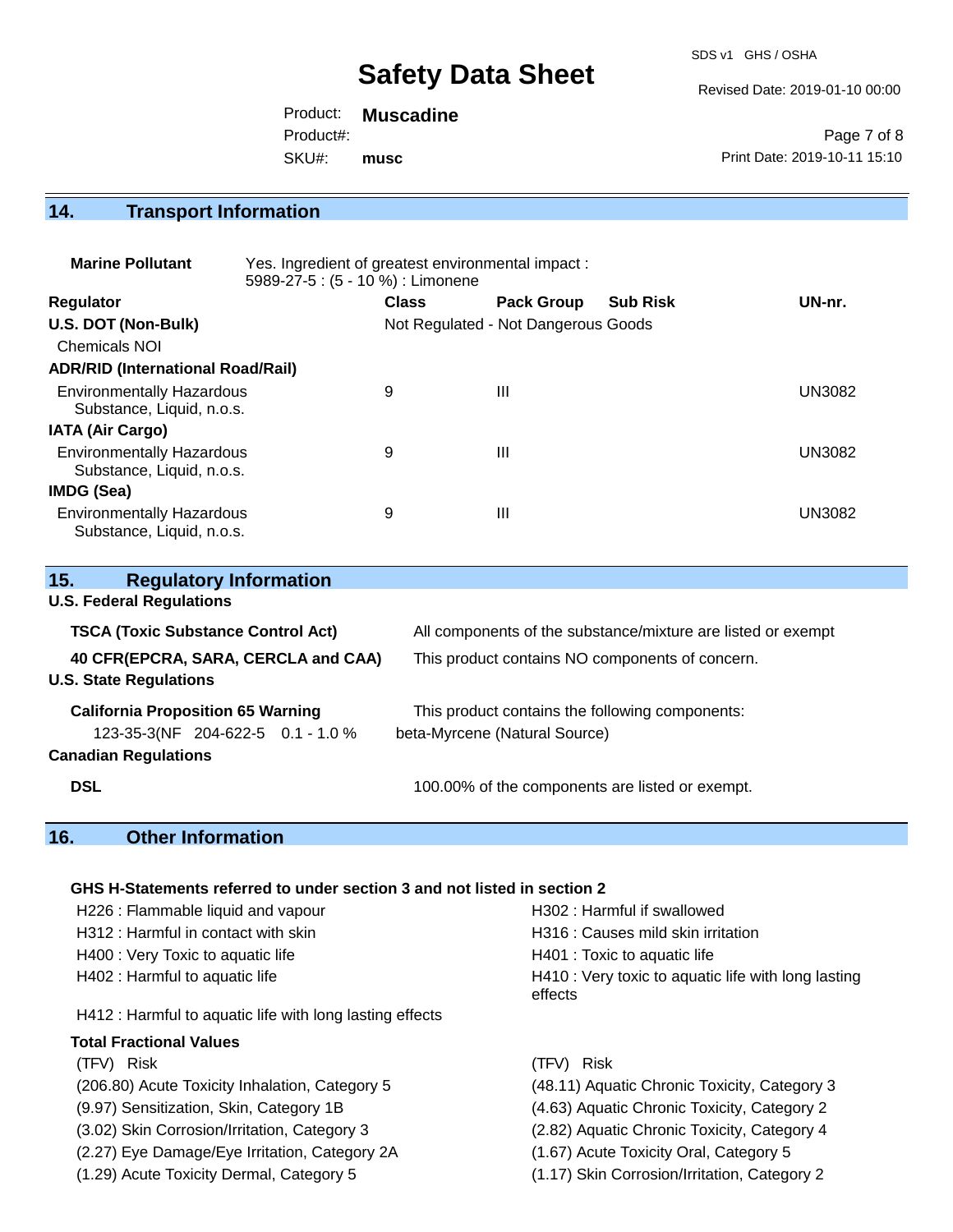## 14. Transport Information

| Regulator | Class | Pack Group | Sub Risk | UN-nr. |
|---|---|---|---|---|
| **Marine Pollutant** | Yes. Ingredient of greatest environmental impact : 5989-27-5 : (5 - 10 %) : Limonene | | | |
| **U.S. DOT (Non-Bulk)** | Not Regulated - Not Dangerous Goods | | | |
| Chemicals NOI | | | | |
| **ADR/RID (International Road/Rail)** | | | | |
| Environmentally Hazardous Substance, Liquid, n.o.s. | 9 | III | | UN3082 |
| **IATA (Air Cargo)** | | | | |
| Environmentally Hazardous Substance, Liquid, n.o.s. | 9 | III | | UN3082 |
| **IMDG (Sea)** | | | | |
| Environmentally Hazardous Substance, Liquid, n.o.s. | 9 | III | | UN3082 |

## 15. Regulatory Information

**U.S. Federal Regulations**

| | |
|---|---|
| **TSCA (Toxic Substance Control Act)** | All components of the substance/mixture are listed or exempt |
| **40 CFR(EPCRA, SARA, CERCLA and CAA)** | This product contains NO components of concern. |

**U.S. State Regulations**

| | |
|---|---|
| **California Proposition 65 Warning** | This product contains the following components: |
| 123-35-3(NF 204-622-5 0.1 - 1.0 % | beta-Myrcene (Natural Source) |

**Canadian Regulations**

| | |
|---|---|
| **DSL** | 100.00% of the components are listed or exempt. |

## 16. Other Information

**GHS H-Statements referred to under section 3 and not listed in section 2**

H226 : Flammable liquid and vapour
H302 : Harmful if swallowed
H312 : Harmful in contact with skin
H316 : Causes mild skin irritation
H400 : Very Toxic to aquatic life
H401 : Toxic to aquatic life
H402 : Harmful to aquatic life
H410 : Very toxic to aquatic life with long lasting effects
H412 : Harmful to aquatic life with long lasting effects

**Total Fractional Values**

| (TFV) Risk | (TFV) Risk |
|---|---|
| (206.80) Acute Toxicity Inhalation, Category 5 | (48.11) Aquatic Chronic Toxicity, Category 3 |
| (9.97) Sensitization, Skin, Category 1B | (4.63) Aquatic Chronic Toxicity, Category 2 |
| (3.02) Skin Corrosion/Irritation, Category 3 | (2.82) Aquatic Chronic Toxicity, Category 4 |
| (2.27) Eye Damage/Eye Irritation, Category 2A | (1.67) Acute Toxicity Oral, Category 5 |
| (1.29) Acute Toxicity Dermal, Category 5 | (1.17) Skin Corrosion/Irritation, Category 2 |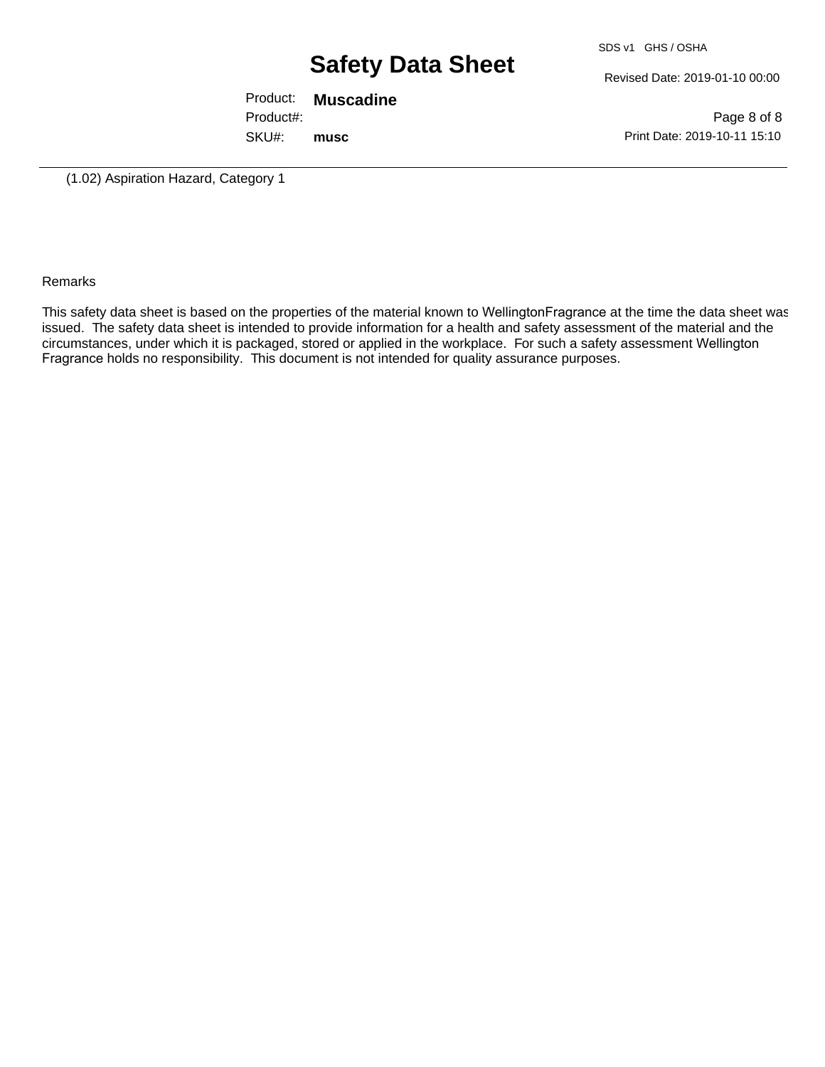(1.02) Aspiration Hazard, Category 1

Remarks

This safety data sheet is based on the properties of the material known to WellingtonFragrance at the time the data sheet was issued. The safety data sheet is intended to provide information for a health and safety assessment of the material and the circumstances, under which it is packaged, stored or applied in the workplace. For such a safety assessment Wellington Fragrance holds no responsibility. This document is not intended for quality assurance purposes.